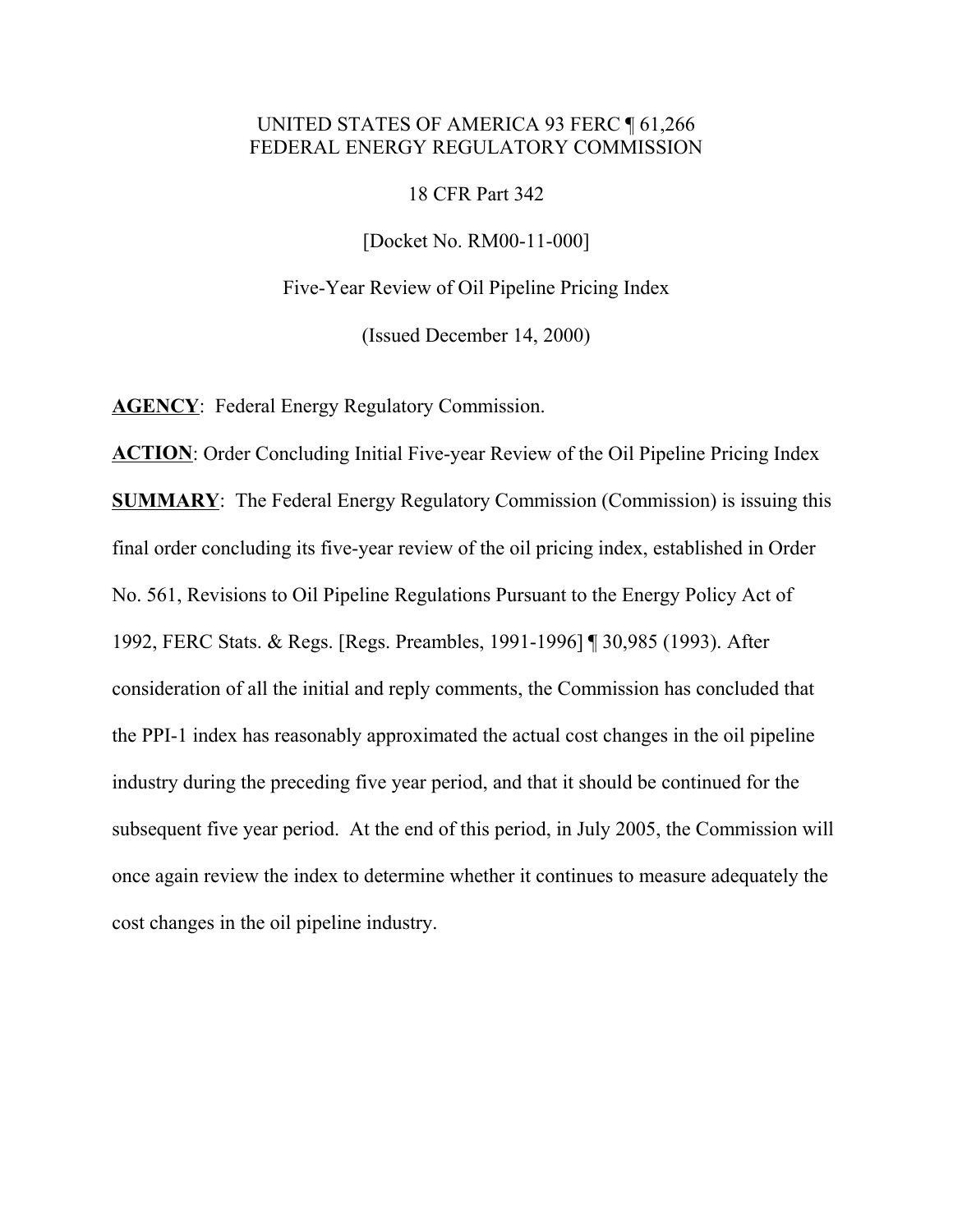UNITED STATES OF AMERICA 93 FERC ¶ 61,266
FEDERAL ENERGY REGULATORY COMMISSION

18 CFR Part 342

[Docket No. RM00-11-000]

Five-Year Review of Oil Pipeline Pricing Index

(Issued December 14, 2000)

**AGENCY**: Federal Energy Regulatory Commission.

**ACTION**: Order Concluding Initial Five-year Review of the Oil Pipeline Pricing Index

**SUMMARY**: The Federal Energy Regulatory Commission (Commission) is issuing this final order concluding its five-year review of the oil pricing index, established in Order No. 561, Revisions to Oil Pipeline Regulations Pursuant to the Energy Policy Act of 1992, FERC Stats. & Regs. [Regs. Preambles, 1991-1996] ¶ 30,985 (1993). After consideration of all the initial and reply comments, the Commission has concluded that the PPI-1 index has reasonably approximated the actual cost changes in the oil pipeline industry during the preceding five year period, and that it should be continued for the subsequent five year period. At the end of this period, in July 2005, the Commission will once again review the index to determine whether it continues to measure adequately the cost changes in the oil pipeline industry.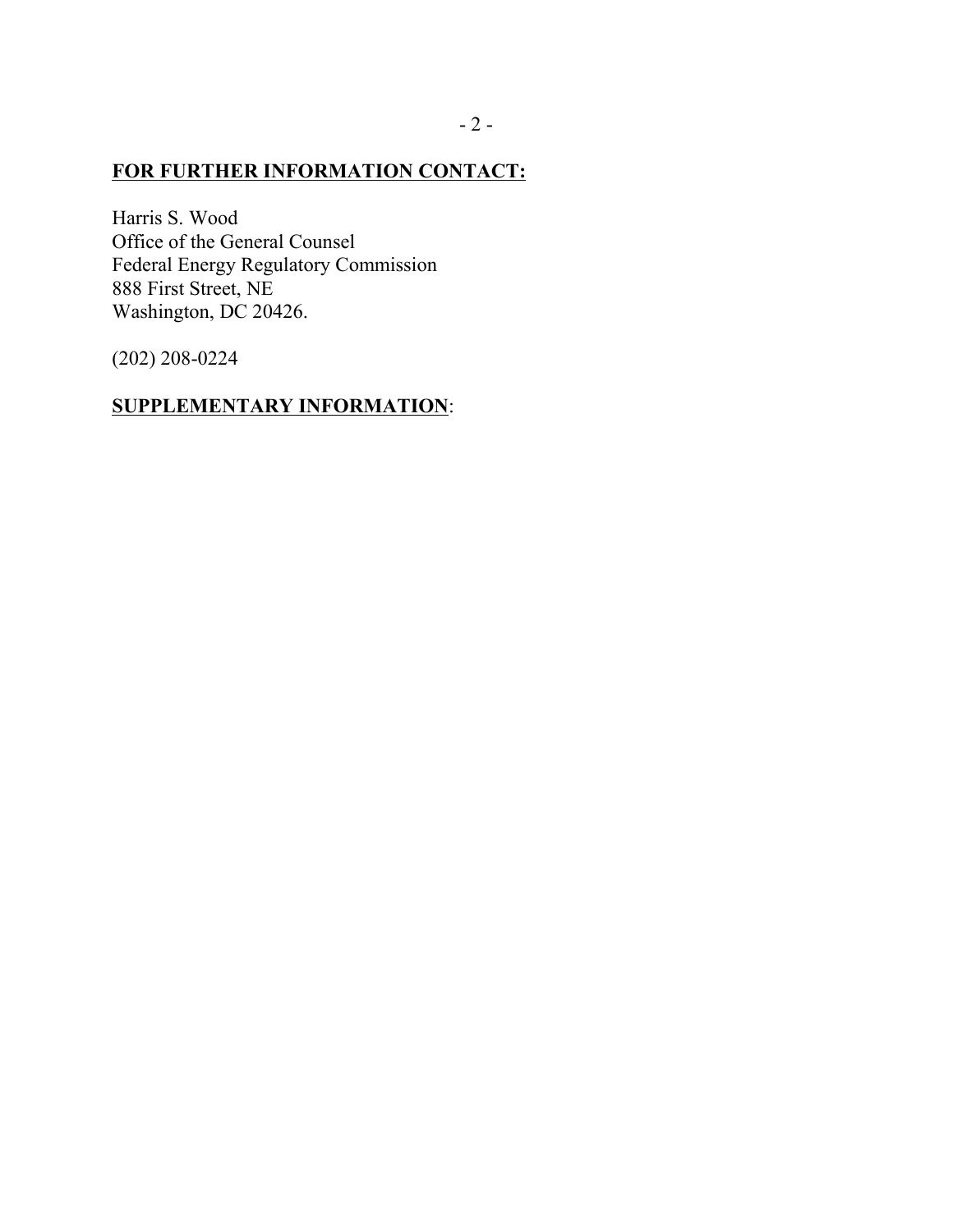**<u>FOR FURTHER INFORMATION CONTACT:</u>**

Harris S. Wood
Office of the General Counsel
Federal Energy Regulatory Commission
888 First Street, NE
Washington, DC 20426.

(202) 208-0224

**<u>SUPPLEMENTARY INFORMATION</u>**: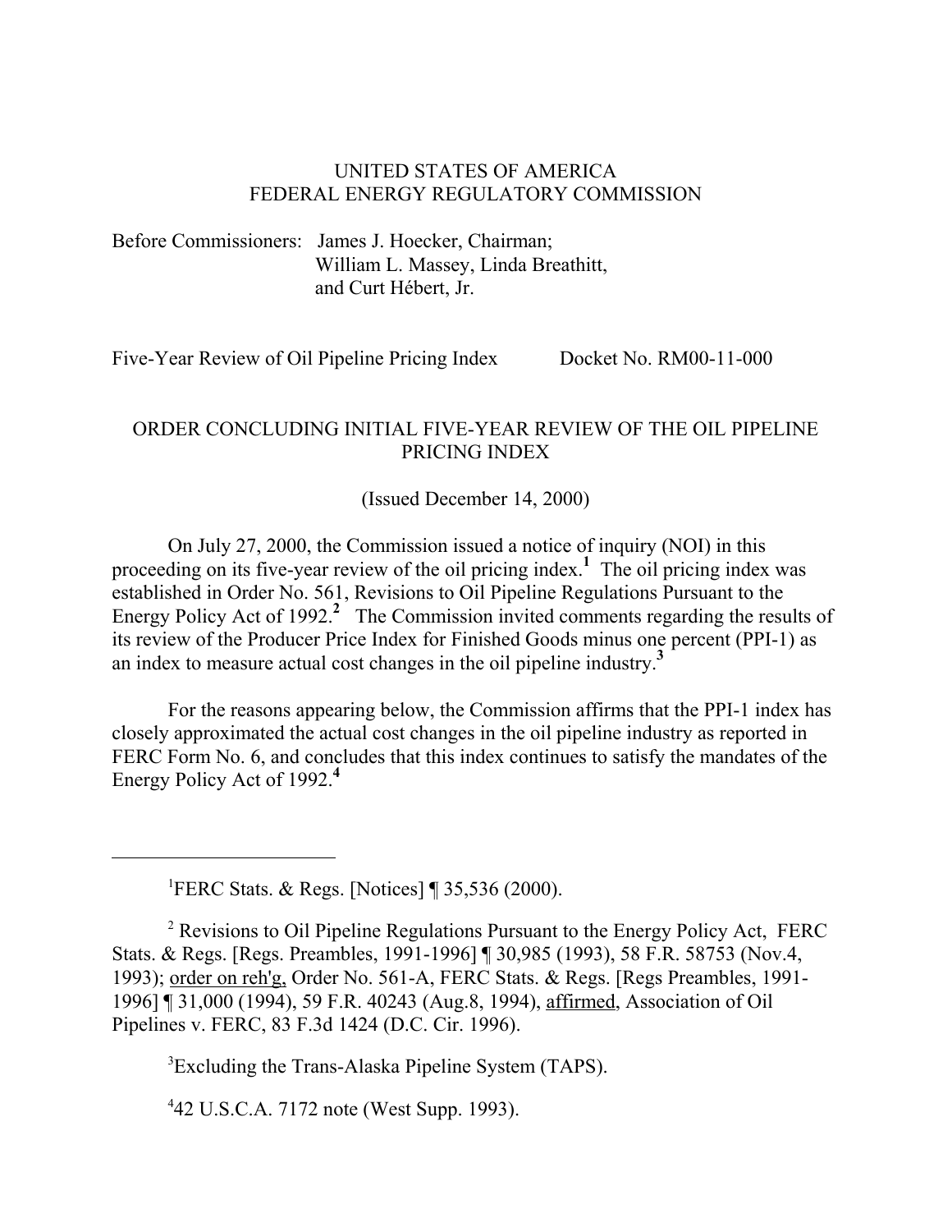UNITED STATES OF AMERICA
FEDERAL ENERGY REGULATORY COMMISSION

Before Commissioners: James J. Hoecker, Chairman;
William L. Massey, Linda Breathitt,
and Curt Hébert, Jr.

Five-Year Review of Oil Pipeline Pricing Index Docket No. RM00-11-000

ORDER CONCLUDING INITIAL FIVE-YEAR REVIEW OF THE OIL PIPELINE PRICING INDEX

(Issued December 14, 2000)

On July 27, 2000, the Commission issued a notice of inquiry (NOI) in this proceeding on its five-year review of the oil pricing index.[1] The oil pricing index was established in Order No. 561, Revisions to Oil Pipeline Regulations Pursuant to the Energy Policy Act of 1992.[2] The Commission invited comments regarding the results of its review of the Producer Price Index for Finished Goods minus one percent (PPI-1) as an index to measure actual cost changes in the oil pipeline industry.[3]

For the reasons appearing below, the Commission affirms that the PPI-1 index has closely approximated the actual cost changes in the oil pipeline industry as reported in FERC Form No. 6, and concludes that this index continues to satisfy the mandates of the Energy Policy Act of 1992.[4]

---

[1] FERC Stats. & Regs. [Notices] ¶ 35,536 (2000).

[2] Revisions to Oil Pipeline Regulations Pursuant to the Energy Policy Act, FERC Stats. & Regs. [Regs. Preambles, 1991-1996] ¶ 30,985 (1993), 58 F.R. 58753 (Nov.4, 1993); order on reh'g, Order No. 561-A, FERC Stats. & Regs. [Regs Preambles, 1991-1996] ¶ 31,000 (1994), 59 F.R. 40243 (Aug.8, 1994), affirmed, Association of Oil Pipelines v. FERC, 83 F.3d 1424 (D.C. Cir. 1996).

[3] Excluding the Trans-Alaska Pipeline System (TAPS).

[4] 42 U.S.C.A. 7172 note (West Supp. 1993).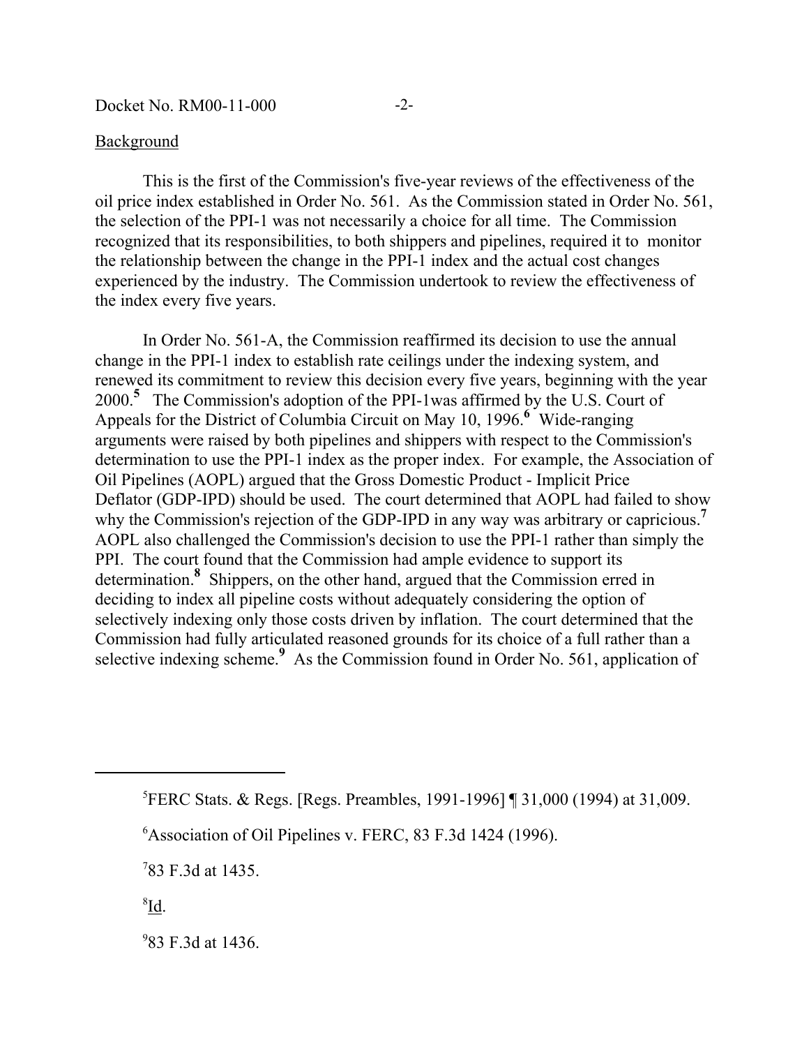Background

This is the first of the Commission's five-year reviews of the effectiveness of the oil price index established in Order No. 561. As the Commission stated in Order No. 561, the selection of the PPI-1 was not necessarily a choice for all time. The Commission recognized that its responsibilities, to both shippers and pipelines, required it to monitor the relationship between the change in the PPI-1 index and the actual cost changes experienced by the industry. The Commission undertook to review the effectiveness of the index every five years.

In Order No. 561-A, the Commission reaffirmed its decision to use the annual change in the PPI-1 index to establish rate ceilings under the indexing system, and renewed its commitment to review this decision every five years, beginning with the year 2000.[5] The Commission's adoption of the PPI-1was affirmed by the U.S. Court of Appeals for the District of Columbia Circuit on May 10, 1996.[6] Wide-ranging arguments were raised by both pipelines and shippers with respect to the Commission's determination to use the PPI-1 index as the proper index. For example, the Association of Oil Pipelines (AOPL) argued that the Gross Domestic Product - Implicit Price Deflator (GDP-IPD) should be used. The court determined that AOPL had failed to show why the Commission's rejection of the GDP-IPD in any way was arbitrary or capricious.[7] AOPL also challenged the Commission's decision to use the PPI-1 rather than simply the PPI. The court found that the Commission had ample evidence to support its determination.[8] Shippers, on the other hand, argued that the Commission erred in deciding to index all pipeline costs without adequately considering the option of selectively indexing only those costs driven by inflation. The court determined that the Commission had fully articulated reasoned grounds for its choice of a full rather than a selective indexing scheme.[9] As the Commission found in Order No. 561, application of

---

[5] FERC Stats. & Regs. [Regs. Preambles, 1991-1996] ¶ 31,000 (1994) at 31,009.

[6] Association of Oil Pipelines v. FERC, 83 F.3d 1424 (1996).

[7] 83 F.3d at 1435.

[8] Id.

[9] 83 F.3d at 1436.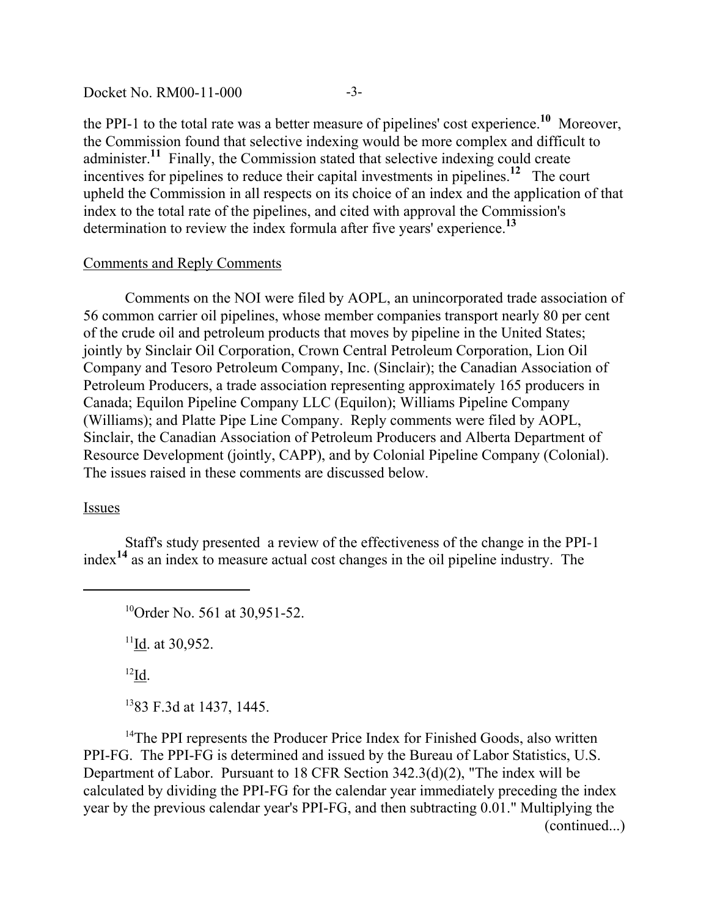the PPI-1 to the total rate was a better measure of pipelines' cost experience.[10] Moreover, the Commission found that selective indexing would be more complex and difficult to administer.[11] Finally, the Commission stated that selective indexing could create incentives for pipelines to reduce their capital investments in pipelines.[12] The court upheld the Commission in all respects on its choice of an index and the application of that index to the total rate of the pipelines, and cited with approval the Commission's determination to review the index formula after five years' experience.[13]

## Comments and Reply Comments

Comments on the NOI were filed by AOPL, an unincorporated trade association of 56 common carrier oil pipelines, whose member companies transport nearly 80 per cent of the crude oil and petroleum products that moves by pipeline in the United States; jointly by Sinclair Oil Corporation, Crown Central Petroleum Corporation, Lion Oil Company and Tesoro Petroleum Company, Inc. (Sinclair); the Canadian Association of Petroleum Producers, a trade association representing approximately 165 producers in Canada; Equilon Pipeline Company LLC (Equilon); Williams Pipeline Company (Williams); and Platte Pipe Line Company. Reply comments were filed by AOPL, Sinclair, the Canadian Association of Petroleum Producers and Alberta Department of Resource Development (jointly, CAPP), and by Colonial Pipeline Company (Colonial). The issues raised in these comments are discussed below.

## Issues

Staff's study presented a review of the effectiveness of the change in the PPI-1 index[14] as an index to measure actual cost changes in the oil pipeline industry. The

---

[10] Order No. 561 at 30,951-52.

[11] Id. at 30,952.

[12] Id.

[13] 83 F.3d at 1437, 1445.

[14] The PPI represents the Producer Price Index for Finished Goods, also written PPI-FG. The PPI-FG is determined and issued by the Bureau of Labor Statistics, U.S. Department of Labor. Pursuant to 18 CFR Section 342.3(d)(2), "The index will be calculated by dividing the PPI-FG for the calendar year immediately preceding the index year by the previous calendar year's PPI-FG, and then subtracting 0.01." Multiplying the (continued...)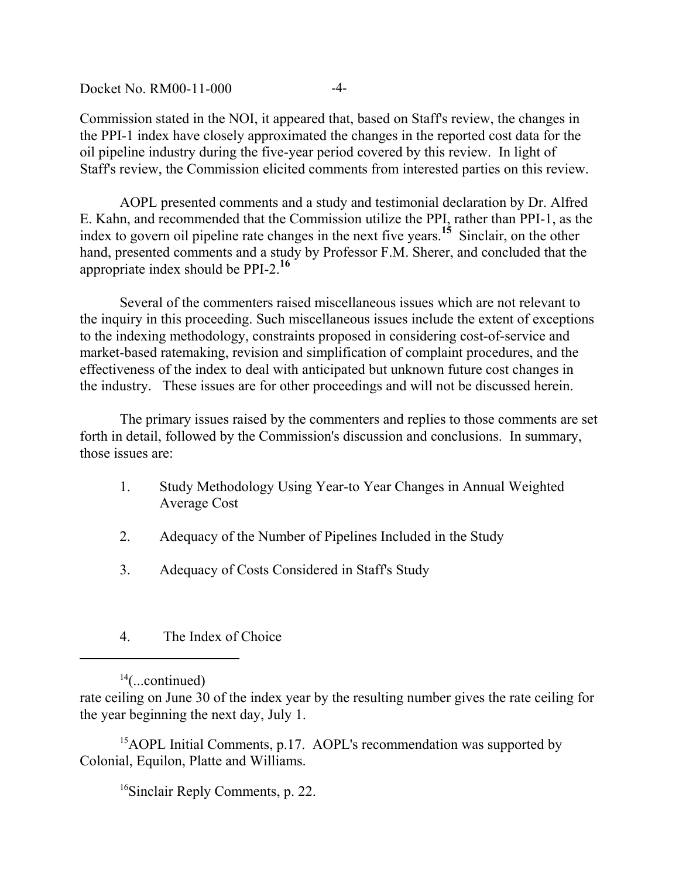Commission stated in the NOI, it appeared that, based on Staff's review, the changes in the PPI-1 index have closely approximated the changes in the reported cost data for the oil pipeline industry during the five-year period covered by this review. In light of Staff's review, the Commission elicited comments from interested parties on this review.

AOPL presented comments and a study and testimonial declaration by Dr. Alfred E. Kahn, and recommended that the Commission utilize the PPI, rather than PPI-1, as the index to govern oil pipeline rate changes in the next five years.[15] Sinclair, on the other hand, presented comments and a study by Professor F.M. Sherer, and concluded that the appropriate index should be PPI-2.[16]

Several of the commenters raised miscellaneous issues which are not relevant to the inquiry in this proceeding. Such miscellaneous issues include the extent of exceptions to the indexing methodology, constraints proposed in considering cost-of-service and market-based ratemaking, revision and simplification of complaint procedures, and the effectiveness of the index to deal with anticipated but unknown future cost changes in the industry. These issues are for other proceedings and will not be discussed herein.

The primary issues raised by the commenters and replies to those comments are set forth in detail, followed by the Commission's discussion and conclusions. In summary, those issues are:

1. Study Methodology Using Year-to Year Changes in Annual Weighted Average Cost

2. Adequacy of the Number of Pipelines Included in the Study

3. Adequacy of Costs Considered in Staff's Study

4. The Index of Choice

---

[14](...continued)
rate ceiling on June 30 of the index year by the resulting number gives the rate ceiling for the year beginning the next day, July 1.

[15]AOPL Initial Comments, p.17. AOPL's recommendation was supported by Colonial, Equilon, Platte and Williams.

[16]Sinclair Reply Comments, p. 22.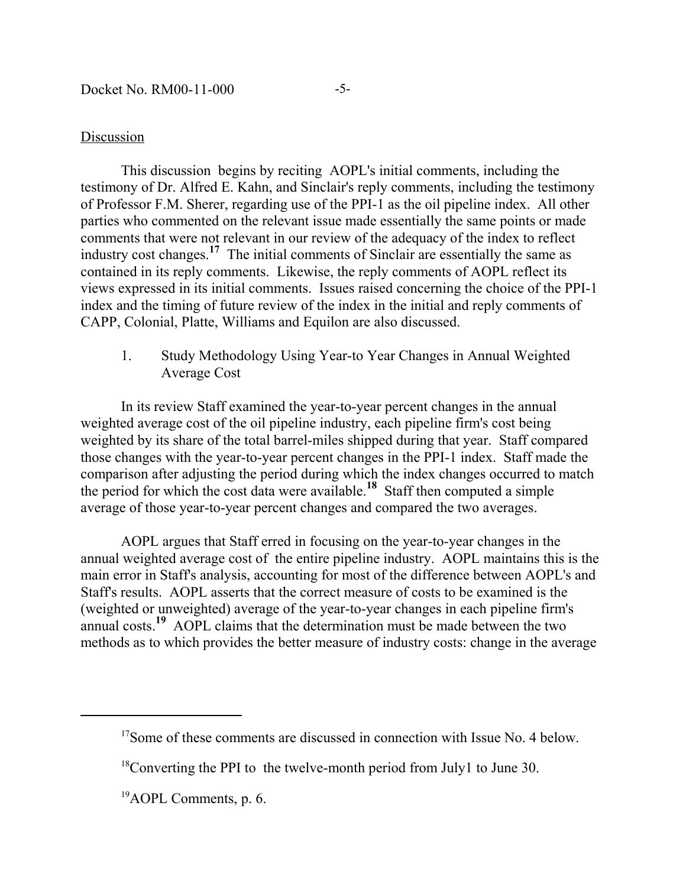Discussion

This discussion begins by reciting AOPL's initial comments, including the testimony of Dr. Alfred E. Kahn, and Sinclair's reply comments, including the testimony of Professor F.M. Sherer, regarding use of the PPI-1 as the oil pipeline index. All other parties who commented on the relevant issue made essentially the same points or made comments that were not relevant in our review of the adequacy of the index to reflect industry cost changes.[17] The initial comments of Sinclair are essentially the same as contained in its reply comments. Likewise, the reply comments of AOPL reflect its views expressed in its initial comments. Issues raised concerning the choice of the PPI-1 index and the timing of future review of the index in the initial and reply comments of CAPP, Colonial, Platte, Williams and Equilon are also discussed.

1. Study Methodology Using Year-to Year Changes in Annual Weighted Average Cost

In its review Staff examined the year-to-year percent changes in the annual weighted average cost of the oil pipeline industry, each pipeline firm's cost being weighted by its share of the total barrel-miles shipped during that year. Staff compared those changes with the year-to-year percent changes in the PPI-1 index. Staff made the comparison after adjusting the period during which the index changes occurred to match the period for which the cost data were available.[18] Staff then computed a simple average of those year-to-year percent changes and compared the two averages.

AOPL argues that Staff erred in focusing on the year-to-year changes in the annual weighted average cost of the entire pipeline industry. AOPL maintains this is the main error in Staff's analysis, accounting for most of the difference between AOPL's and Staff's results. AOPL asserts that the correct measure of costs to be examined is the (weighted or unweighted) average of the year-to-year changes in each pipeline firm's annual costs.[19] AOPL claims that the determination must be made between the two methods as to which provides the better measure of industry costs: change in the average

---

[17] Some of these comments are discussed in connection with Issue No. 4 below.

[18] Converting the PPI to the twelve-month period from July1 to June 30.

[19] AOPL Comments, p. 6.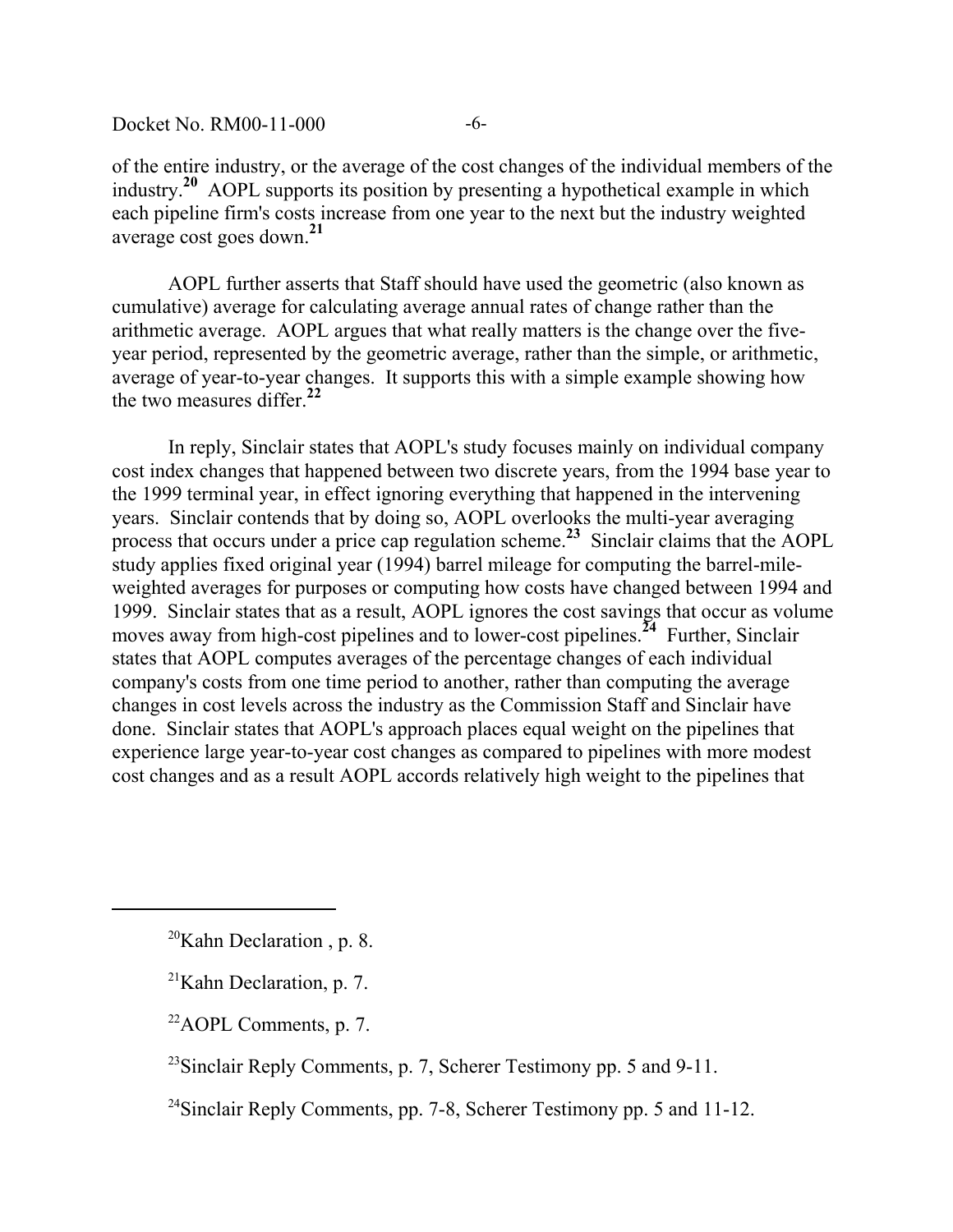of the entire industry, or the average of the cost changes of the individual members of the industry.[20] AOPL supports its position by presenting a hypothetical example in which each pipeline firm's costs increase from one year to the next but the industry weighted average cost goes down.[21]

AOPL further asserts that Staff should have used the geometric (also known as cumulative) average for calculating average annual rates of change rather than the arithmetic average. AOPL argues that what really matters is the change over the five-year period, represented by the geometric average, rather than the simple, or arithmetic, average of year-to-year changes. It supports this with a simple example showing how the two measures differ.[22]

In reply, Sinclair states that AOPL's study focuses mainly on individual company cost index changes that happened between two discrete years, from the 1994 base year to the 1999 terminal year, in effect ignoring everything that happened in the intervening years. Sinclair contends that by doing so, AOPL overlooks the multi-year averaging process that occurs under a price cap regulation scheme.[23] Sinclair claims that the AOPL study applies fixed original year (1994) barrel mileage for computing the barrel-mile-weighted averages for purposes or computing how costs have changed between 1994 and 1999. Sinclair states that as a result, AOPL ignores the cost savings that occur as volume moves away from high-cost pipelines and to lower-cost pipelines.[24] Further, Sinclair states that AOPL computes averages of the percentage changes of each individual company's costs from one time period to another, rather than computing the average changes in cost levels across the industry as the Commission Staff and Sinclair have done. Sinclair states that AOPL's approach places equal weight on the pipelines that experience large year-to-year cost changes as compared to pipelines with more modest cost changes and as a result AOPL accords relatively high weight to the pipelines that

---

[20] Kahn Declaration , p. 8.

[21] Kahn Declaration, p. 7.

[22] AOPL Comments, p. 7.

[23] Sinclair Reply Comments, p. 7, Scherer Testimony pp. 5 and 9-11.

[24] Sinclair Reply Comments, pp. 7-8, Scherer Testimony pp. 5 and 11-12.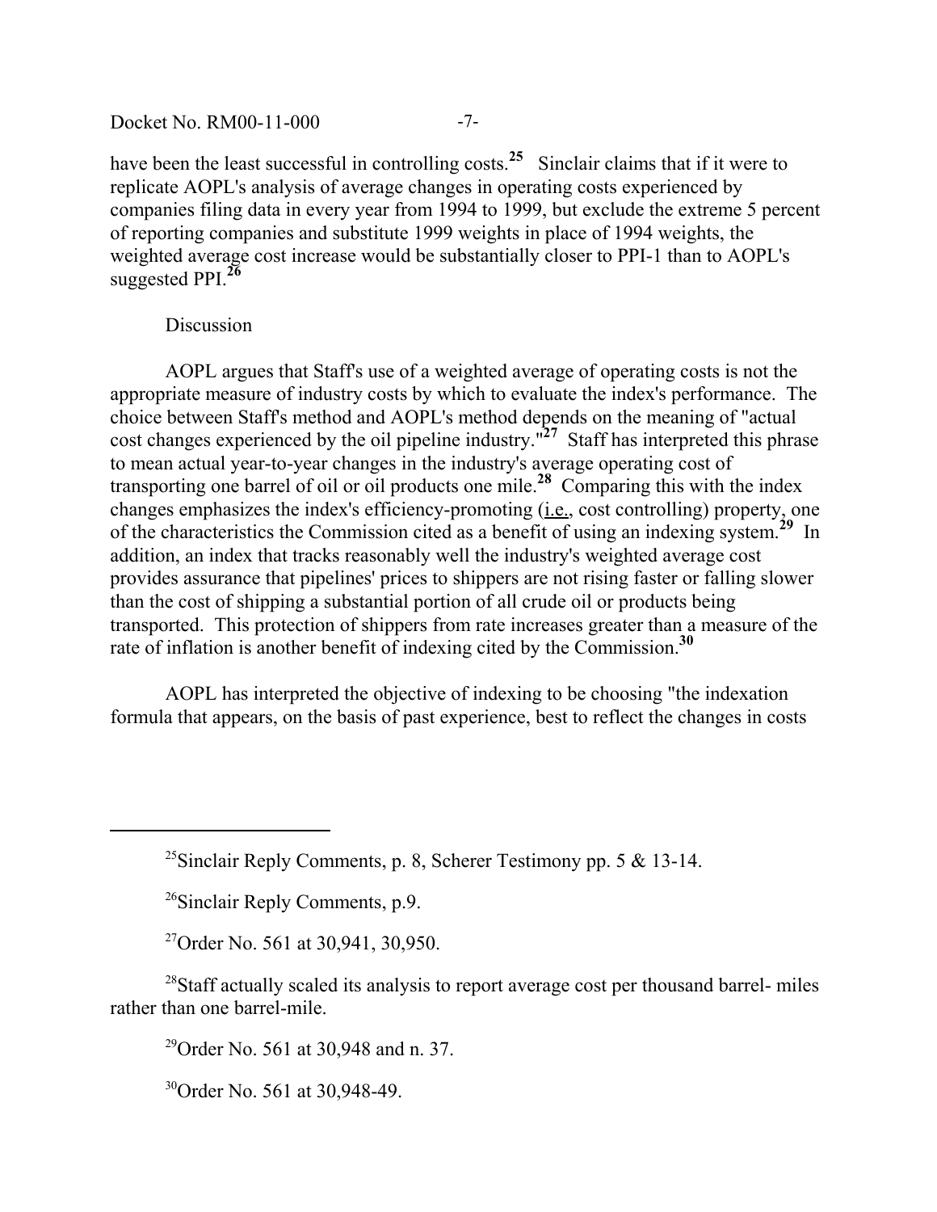have been the least successful in controlling costs.[25] Sinclair claims that if it were to replicate AOPL's analysis of average changes in operating costs experienced by companies filing data in every year from 1994 to 1999, but exclude the extreme 5 percent of reporting companies and substitute 1999 weights in place of 1994 weights, the weighted average cost increase would be substantially closer to PPI-1 than to AOPL's suggested PPI.[26]

Discussion

AOPL argues that Staff's use of a weighted average of operating costs is not the appropriate measure of industry costs by which to evaluate the index's performance. The choice between Staff's method and AOPL's method depends on the meaning of "actual cost changes experienced by the oil pipeline industry."[27] Staff has interpreted this phrase to mean actual year-to-year changes in the industry's average operating cost of transporting one barrel of oil or oil products one mile.[28] Comparing this with the index changes emphasizes the index's efficiency-promoting (i.e., cost controlling) property, one of the characteristics the Commission cited as a benefit of using an indexing system.[29] In addition, an index that tracks reasonably well the industry's weighted average cost provides assurance that pipelines' prices to shippers are not rising faster or falling slower than the cost of shipping a substantial portion of all crude oil or products being transported. This protection of shippers from rate increases greater than a measure of the rate of inflation is another benefit of indexing cited by the Commission.[30]

AOPL has interpreted the objective of indexing to be choosing "the indexation formula that appears, on the basis of past experience, best to reflect the changes in costs

---

[25] Sinclair Reply Comments, p. 8, Scherer Testimony pp. 5 & 13-14.

[26] Sinclair Reply Comments, p.9.

[27] Order No. 561 at 30,941, 30,950.

[28] Staff actually scaled its analysis to report average cost per thousand barrel- miles rather than one barrel-mile.

[29] Order No. 561 at 30,948 and n. 37.

[30] Order No. 561 at 30,948-49.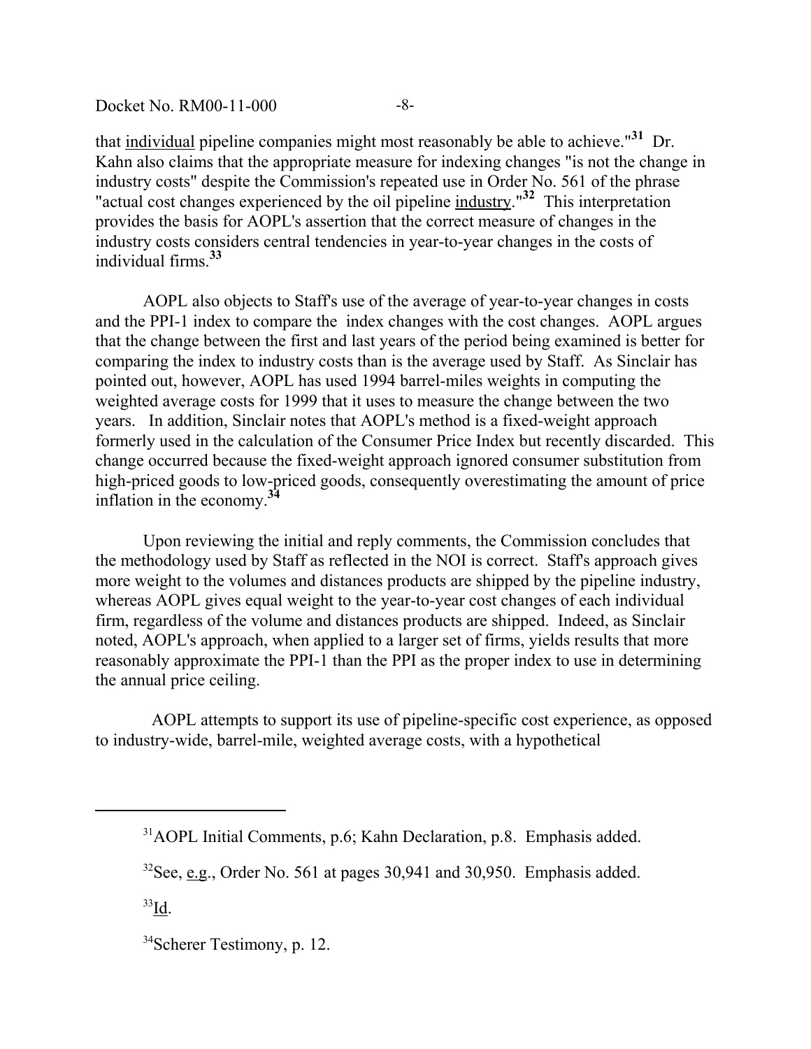that individual pipeline companies might most reasonably be able to achieve."[31] Dr. Kahn also claims that the appropriate measure for indexing changes "is not the change in industry costs" despite the Commission's repeated use in Order No. 561 of the phrase "actual cost changes experienced by the oil pipeline industry."[32] This interpretation provides the basis for AOPL's assertion that the correct measure of changes in the industry costs considers central tendencies in year-to-year changes in the costs of individual firms.[33]

AOPL also objects to Staff's use of the average of year-to-year changes in costs and the PPI-1 index to compare the index changes with the cost changes. AOPL argues that the change between the first and last years of the period being examined is better for comparing the index to industry costs than is the average used by Staff. As Sinclair has pointed out, however, AOPL has used 1994 barrel-miles weights in computing the weighted average costs for 1999 that it uses to measure the change between the two years. In addition, Sinclair notes that AOPL's method is a fixed-weight approach formerly used in the calculation of the Consumer Price Index but recently discarded. This change occurred because the fixed-weight approach ignored consumer substitution from high-priced goods to low-priced goods, consequently overestimating the amount of price inflation in the economy.[34]

Upon reviewing the initial and reply comments, the Commission concludes that the methodology used by Staff as reflected in the NOI is correct. Staff's approach gives more weight to the volumes and distances products are shipped by the pipeline industry, whereas AOPL gives equal weight to the year-to-year cost changes of each individual firm, regardless of the volume and distances products are shipped. Indeed, as Sinclair noted, AOPL's approach, when applied to a larger set of firms, yields results that more reasonably approximate the PPI-1 than the PPI as the proper index to use in determining the annual price ceiling.

AOPL attempts to support its use of pipeline-specific cost experience, as opposed to industry-wide, barrel-mile, weighted average costs, with a hypothetical

---

[31] AOPL Initial Comments, p.6; Kahn Declaration, p.8. Emphasis added.

[32] See, e.g., Order No. 561 at pages 30,941 and 30,950. Emphasis added.

[33] Id.

[34] Scherer Testimony, p. 12.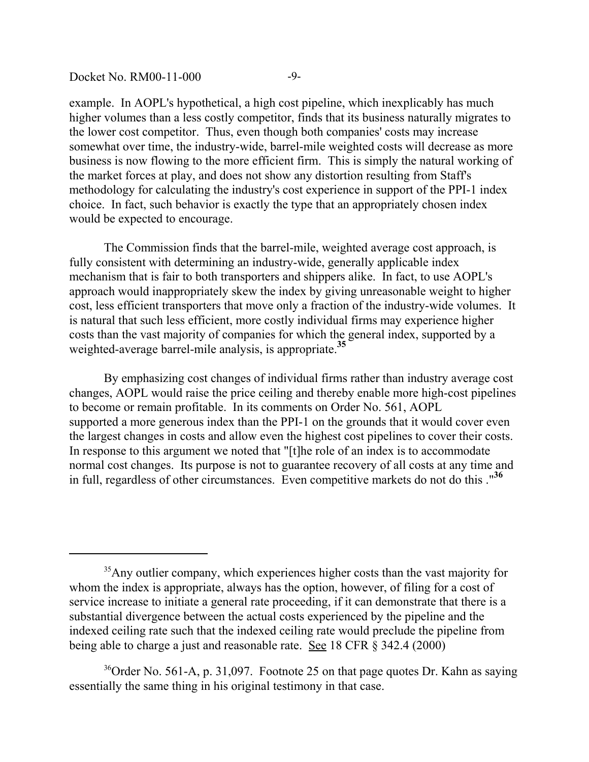example. In AOPL's hypothetical, a high cost pipeline, which inexplicably has much higher volumes than a less costly competitor, finds that its business naturally migrates to the lower cost competitor. Thus, even though both companies' costs may increase somewhat over time, the industry-wide, barrel-mile weighted costs will decrease as more business is now flowing to the more efficient firm. This is simply the natural working of the market forces at play, and does not show any distortion resulting from Staff's methodology for calculating the industry's cost experience in support of the PPI-1 index choice. In fact, such behavior is exactly the type that an appropriately chosen index would be expected to encourage.

The Commission finds that the barrel-mile, weighted average cost approach, is fully consistent with determining an industry-wide, generally applicable index mechanism that is fair to both transporters and shippers alike. In fact, to use AOPL's approach would inappropriately skew the index by giving unreasonable weight to higher cost, less efficient transporters that move only a fraction of the industry-wide volumes. It is natural that such less efficient, more costly individual firms may experience higher costs than the vast majority of companies for which the general index, supported by a weighted-average barrel-mile analysis, is appropriate.[35]

By emphasizing cost changes of individual firms rather than industry average cost changes, AOPL would raise the price ceiling and thereby enable more high-cost pipelines to become or remain profitable. In its comments on Order No. 561, AOPL supported a more generous index than the PPI-1 on the grounds that it would cover even the largest changes in costs and allow even the highest cost pipelines to cover their costs. In response to this argument we noted that "[t]he role of an index is to accommodate normal cost changes. Its purpose is not to guarantee recovery of all costs at any time and in full, regardless of other circumstances. Even competitive markets do not do this ."[36]

---

[35] Any outlier company, which experiences higher costs than the vast majority for whom the index is appropriate, always has the option, however, of filing for a cost of service increase to initiate a general rate proceeding, if it can demonstrate that there is a substantial divergence between the actual costs experienced by the pipeline and the indexed ceiling rate such that the indexed ceiling rate would preclude the pipeline from being able to charge a just and reasonable rate. See 18 CFR § 342.4 (2000)

[36] Order No. 561-A, p. 31,097. Footnote 25 on that page quotes Dr. Kahn as saying essentially the same thing in his original testimony in that case.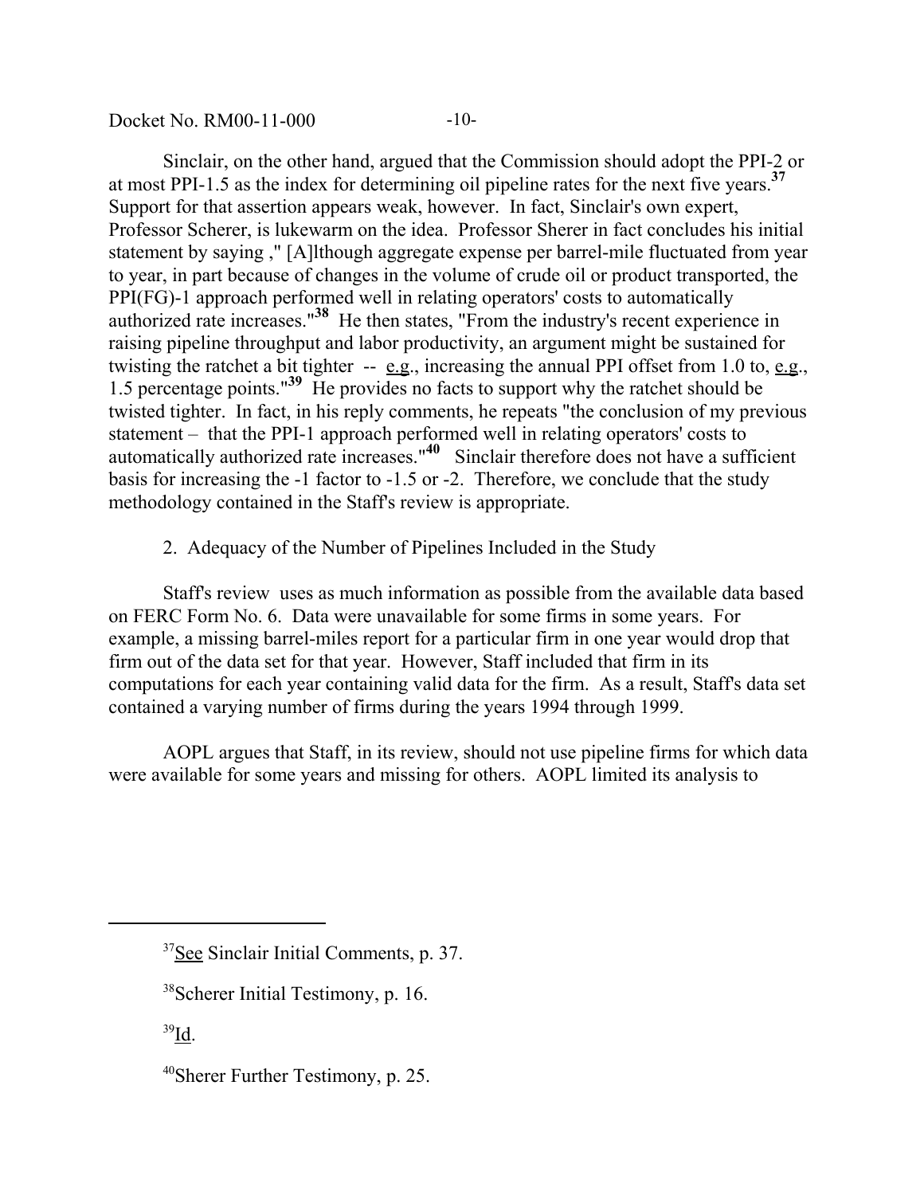Sinclair, on the other hand, argued that the Commission should adopt the PPI-2 or at most PPI-1.5 as the index for determining oil pipeline rates for the next five years.[37] Support for that assertion appears weak, however. In fact, Sinclair's own expert, Professor Scherer, is lukewarm on the idea. Professor Sherer in fact concludes his initial statement by saying ," [A]lthough aggregate expense per barrel-mile fluctuated from year to year, in part because of changes in the volume of crude oil or product transported, the PPI(FG)-1 approach performed well in relating operators' costs to automatically authorized rate increases."[38] He then states, "From the industry's recent experience in raising pipeline throughput and labor productivity, an argument might be sustained for twisting the ratchet a bit tighter -- e.g., increasing the annual PPI offset from 1.0 to, e.g., 1.5 percentage points."[39] He provides no facts to support why the ratchet should be twisted tighter. In fact, in his reply comments, he repeats "the conclusion of my previous statement – that the PPI-1 approach performed well in relating operators' costs to automatically authorized rate increases."[40] Sinclair therefore does not have a sufficient basis for increasing the -1 factor to -1.5 or -2. Therefore, we conclude that the study methodology contained in the Staff's review is appropriate.

2. Adequacy of the Number of Pipelines Included in the Study

Staff's review uses as much information as possible from the available data based on FERC Form No. 6. Data were unavailable for some firms in some years. For example, a missing barrel-miles report for a particular firm in one year would drop that firm out of the data set for that year. However, Staff included that firm in its computations for each year containing valid data for the firm. As a result, Staff's data set contained a varying number of firms during the years 1994 through 1999.

AOPL argues that Staff, in its review, should not use pipeline firms for which data were available for some years and missing for others. AOPL limited its analysis to

---

[37] See Sinclair Initial Comments, p. 37.

[38] Scherer Initial Testimony, p. 16.

[39] Id.

[40] Sherer Further Testimony, p. 25.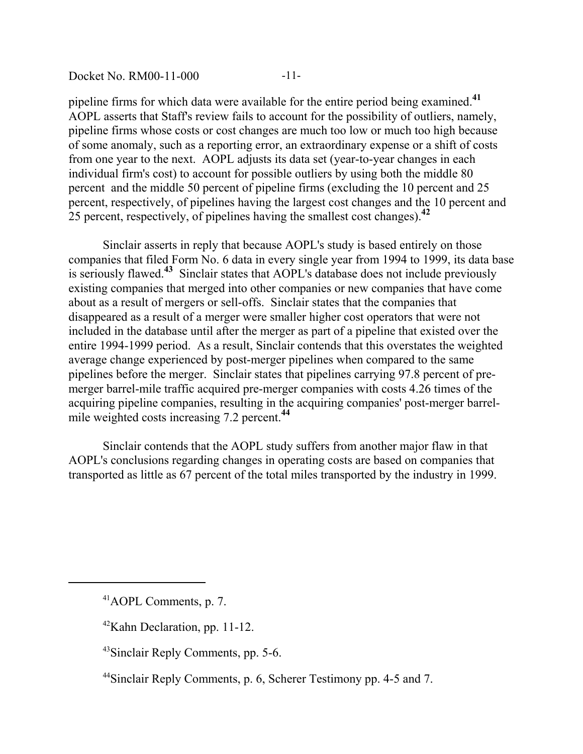pipeline firms for which data were available for the entire period being examined.[41] AOPL asserts that Staff's review fails to account for the possibility of outliers, namely, pipeline firms whose costs or cost changes are much too low or much too high because of some anomaly, such as a reporting error, an extraordinary expense or a shift of costs from one year to the next. AOPL adjusts its data set (year-to-year changes in each individual firm's cost) to account for possible outliers by using both the middle 80 percent and the middle 50 percent of pipeline firms (excluding the 10 percent and 25 percent, respectively, of pipelines having the largest cost changes and the 10 percent and 25 percent, respectively, of pipelines having the smallest cost changes).[42]

Sinclair asserts in reply that because AOPL's study is based entirely on those companies that filed Form No. 6 data in every single year from 1994 to 1999, its data base is seriously flawed.[43] Sinclair states that AOPL's database does not include previously existing companies that merged into other companies or new companies that have come about as a result of mergers or sell-offs. Sinclair states that the companies that disappeared as a result of a merger were smaller higher cost operators that were not included in the database until after the merger as part of a pipeline that existed over the entire 1994-1999 period. As a result, Sinclair contends that this overstates the weighted average change experienced by post-merger pipelines when compared to the same pipelines before the merger. Sinclair states that pipelines carrying 97.8 percent of pre-merger barrel-mile traffic acquired pre-merger companies with costs 4.26 times of the acquiring pipeline companies, resulting in the acquiring companies' post-merger barrel-mile weighted costs increasing 7.2 percent.[44]

Sinclair contends that the AOPL study suffers from another major flaw in that AOPL's conclusions regarding changes in operating costs are based on companies that transported as little as 67 percent of the total miles transported by the industry in 1999.

---

[41] AOPL Comments, p. 7.

[42] Kahn Declaration, pp. 11-12.

[43] Sinclair Reply Comments, pp. 5-6.

[44] Sinclair Reply Comments, p. 6, Scherer Testimony pp. 4-5 and 7.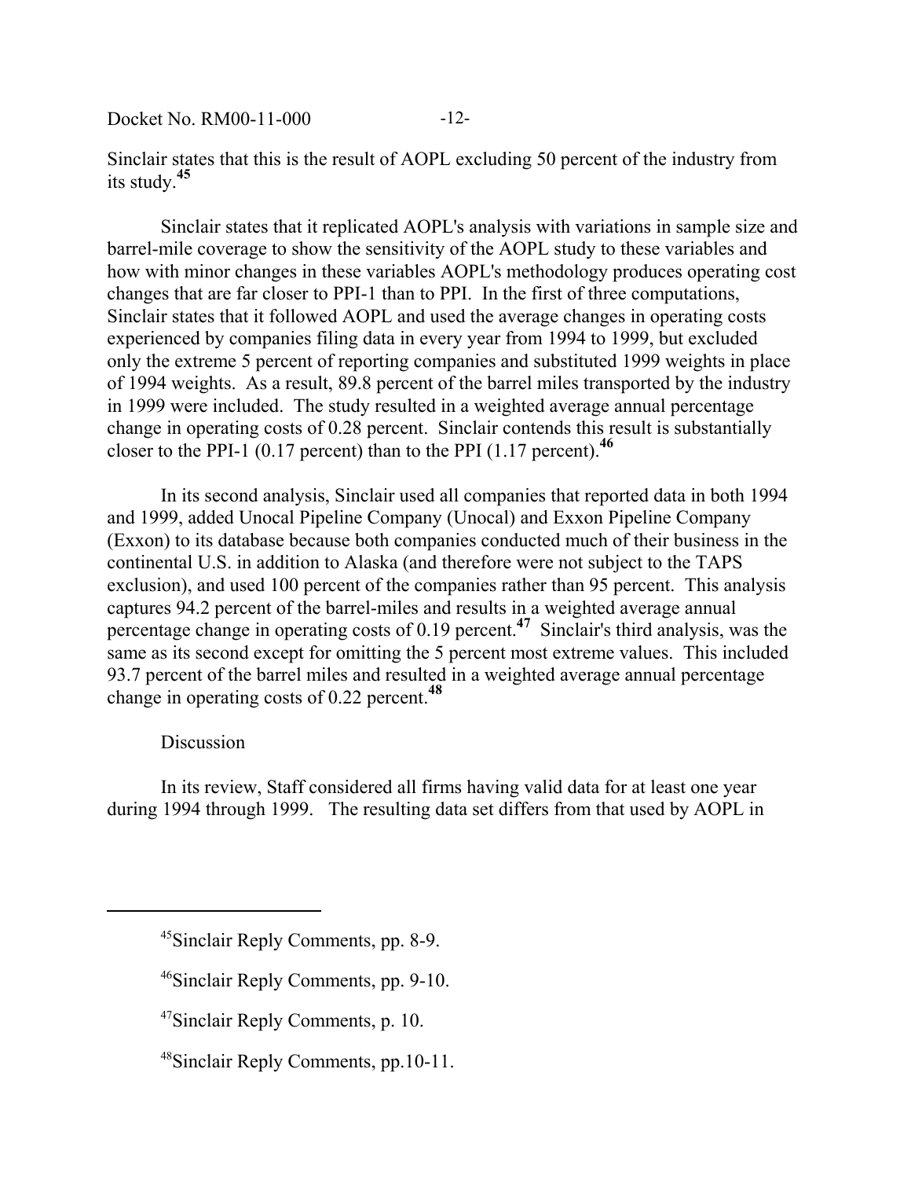Sinclair states that this is the result of AOPL excluding 50 percent of the industry from its study.[45]

Sinclair states that it replicated AOPL's analysis with variations in sample size and barrel-mile coverage to show the sensitivity of the AOPL study to these variables and how with minor changes in these variables AOPL's methodology produces operating cost changes that are far closer to PPI-1 than to PPI. In the first of three computations, Sinclair states that it followed AOPL and used the average changes in operating costs experienced by companies filing data in every year from 1994 to 1999, but excluded only the extreme 5 percent of reporting companies and substituted 1999 weights in place of 1994 weights. As a result, 89.8 percent of the barrel miles transported by the industry in 1999 were included. The study resulted in a weighted average annual percentage change in operating costs of 0.28 percent. Sinclair contends this result is substantially closer to the PPI-1 (0.17 percent) than to the PPI (1.17 percent).[46]

In its second analysis, Sinclair used all companies that reported data in both 1994 and 1999, added Unocal Pipeline Company (Unocal) and Exxon Pipeline Company (Exxon) to its database because both companies conducted much of their business in the continental U.S. in addition to Alaska (and therefore were not subject to the TAPS exclusion), and used 100 percent of the companies rather than 95 percent. This analysis captures 94.2 percent of the barrel-miles and results in a weighted average annual percentage change in operating costs of 0.19 percent.[47] Sinclair's third analysis, was the same as its second except for omitting the 5 percent most extreme values. This included 93.7 percent of the barrel miles and resulted in a weighted average annual percentage change in operating costs of 0.22 percent.[48]

Discussion

In its review, Staff considered all firms having valid data for at least one year during 1994 through 1999. The resulting data set differs from that used by AOPL in

---

[45] Sinclair Reply Comments, pp. 8-9.

[46] Sinclair Reply Comments, pp. 9-10.

[47] Sinclair Reply Comments, p. 10.

[48] Sinclair Reply Comments, pp.10-11.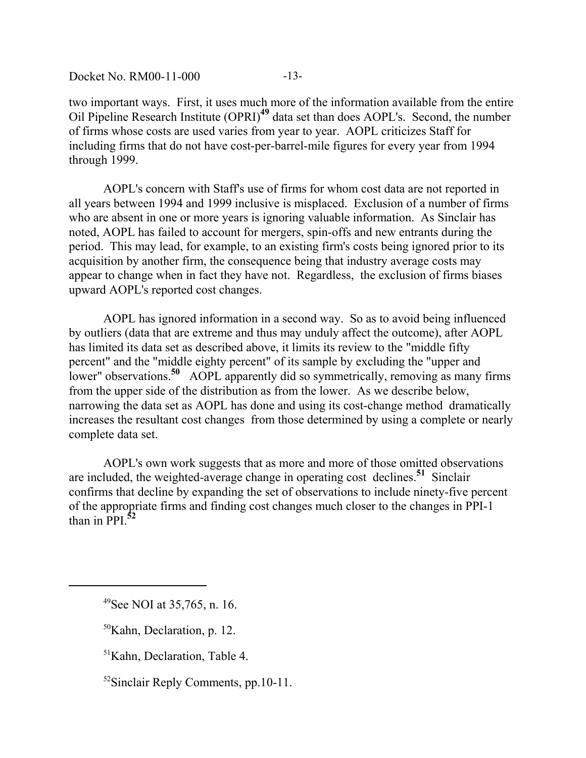two important ways. First, it uses much more of the information available from the entire Oil Pipeline Research Institute (OPRI)[49] data set than does AOPL's. Second, the number of firms whose costs are used varies from year to year. AOPL criticizes Staff for including firms that do not have cost-per-barrel-mile figures for every year from 1994 through 1999.

AOPL's concern with Staff's use of firms for whom cost data are not reported in all years between 1994 and 1999 inclusive is misplaced. Exclusion of a number of firms who are absent in one or more years is ignoring valuable information. As Sinclair has noted, AOPL has failed to account for mergers, spin-offs and new entrants during the period. This may lead, for example, to an existing firm's costs being ignored prior to its acquisition by another firm, the consequence being that industry average costs may appear to change when in fact they have not. Regardless, the exclusion of firms biases upward AOPL's reported cost changes.

AOPL has ignored information in a second way. So as to avoid being influenced by outliers (data that are extreme and thus may unduly affect the outcome), after AOPL has limited its data set as described above, it limits its review to the "middle fifty percent" and the "middle eighty percent" of its sample by excluding the "upper and lower" observations.[50] AOPL apparently did so symmetrically, removing as many firms from the upper side of the distribution as from the lower. As we describe below, narrowing the data set as AOPL has done and using its cost-change method dramatically increases the resultant cost changes from those determined by using a complete or nearly complete data set.

AOPL's own work suggests that as more and more of those omitted observations are included, the weighted-average change in operating cost declines.[51] Sinclair confirms that decline by expanding the set of observations to include ninety-five percent of the appropriate firms and finding cost changes much closer to the changes in PPI-1 than in PPI.[52]

---

[49] See NOI at 35,765, n. 16.

[50] Kahn, Declaration, p. 12.

[51] Kahn, Declaration, Table 4.

[52] Sinclair Reply Comments, pp.10-11.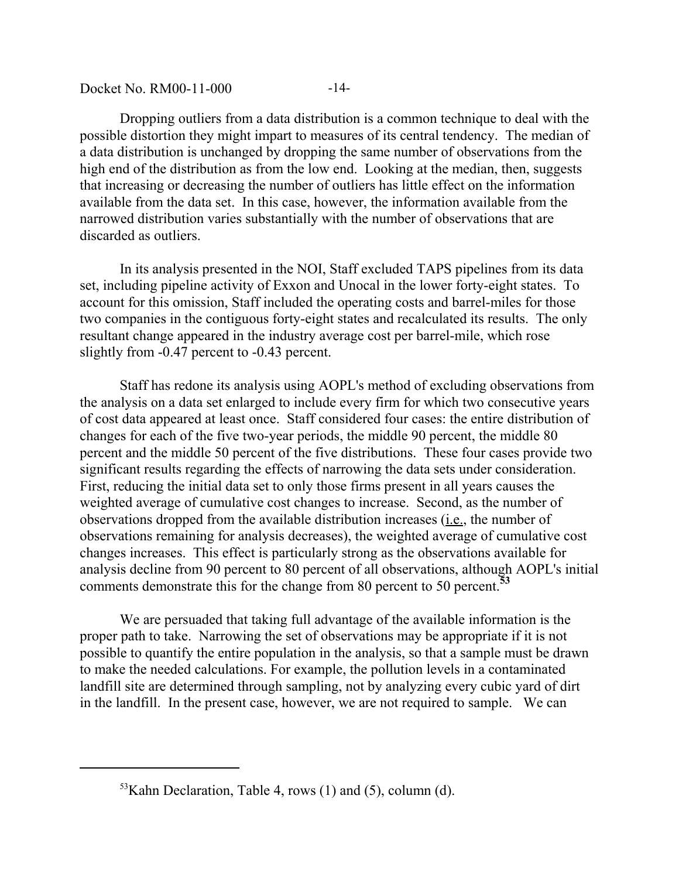Dropping outliers from a data distribution is a common technique to deal with the possible distortion they might impart to measures of its central tendency. The median of a data distribution is unchanged by dropping the same number of observations from the high end of the distribution as from the low end. Looking at the median, then, suggests that increasing or decreasing the number of outliers has little effect on the information available from the data set. In this case, however, the information available from the narrowed distribution varies substantially with the number of observations that are discarded as outliers.

In its analysis presented in the NOI, Staff excluded TAPS pipelines from its data set, including pipeline activity of Exxon and Unocal in the lower forty-eight states. To account for this omission, Staff included the operating costs and barrel-miles for those two companies in the contiguous forty-eight states and recalculated its results. The only resultant change appeared in the industry average cost per barrel-mile, which rose slightly from -0.47 percent to -0.43 percent.

Staff has redone its analysis using AOPL's method of excluding observations from the analysis on a data set enlarged to include every firm for which two consecutive years of cost data appeared at least once. Staff considered four cases: the entire distribution of changes for each of the five two-year periods, the middle 90 percent, the middle 80 percent and the middle 50 percent of the five distributions. These four cases provide two significant results regarding the effects of narrowing the data sets under consideration. First, reducing the initial data set to only those firms present in all years causes the weighted average of cumulative cost changes to increase. Second, as the number of observations dropped from the available distribution increases (i.e., the number of observations remaining for analysis decreases), the weighted average of cumulative cost changes increases. This effect is particularly strong as the observations available for analysis decline from 90 percent to 80 percent of all observations, although AOPL's initial comments demonstrate this for the change from 80 percent to 50 percent.[53]

We are persuaded that taking full advantage of the available information is the proper path to take. Narrowing the set of observations may be appropriate if it is not possible to quantify the entire population in the analysis, so that a sample must be drawn to make the needed calculations. For example, the pollution levels in a contaminated landfill site are determined through sampling, not by analyzing every cubic yard of dirt in the landfill. In the present case, however, we are not required to sample. We can

---

[53] Kahn Declaration, Table 4, rows (1) and (5), column (d).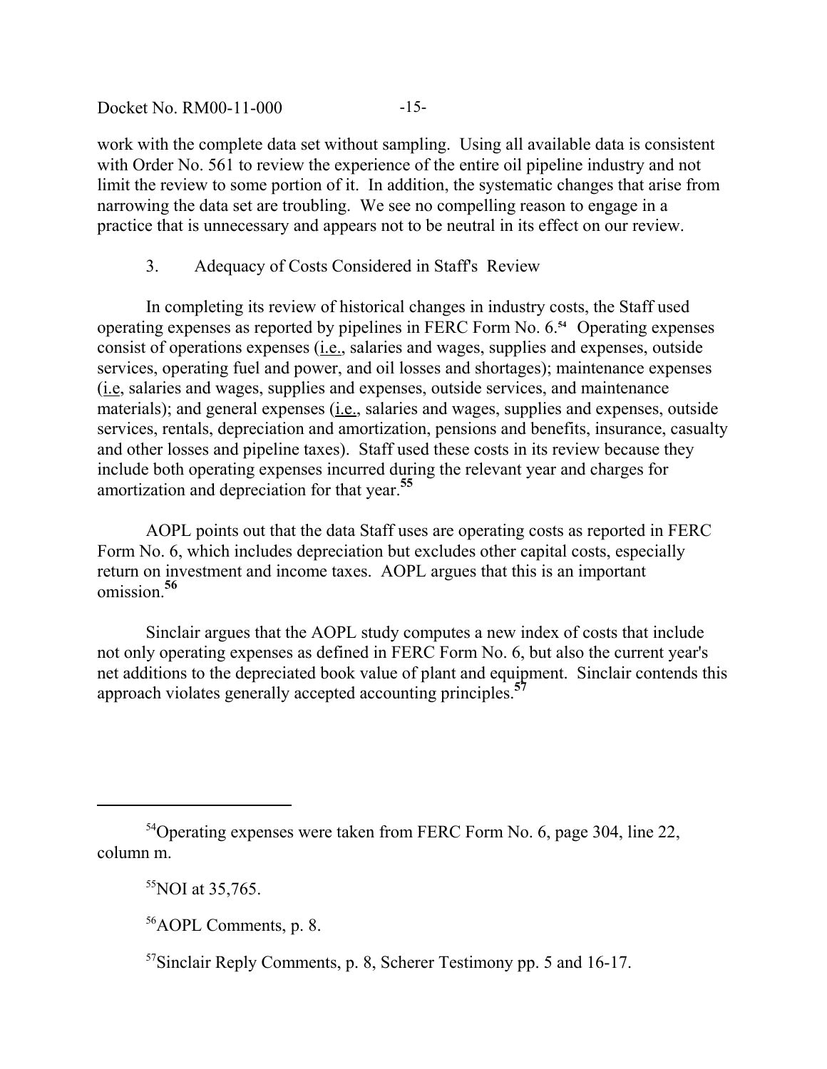work with the complete data set without sampling. Using all available data is consistent with Order No. 561 to review the experience of the entire oil pipeline industry and not limit the review to some portion of it. In addition, the systematic changes that arise from narrowing the data set are troubling. We see no compelling reason to engage in a practice that is unnecessary and appears not to be neutral in its effect on our review.

### 3. Adequacy of Costs Considered in Staff's Review

In completing its review of historical changes in industry costs, the Staff used operating expenses as reported by pipelines in FERC Form No. 6.[54] Operating expenses consist of operations expenses (i.e., salaries and wages, supplies and expenses, outside services, operating fuel and power, and oil losses and shortages); maintenance expenses (i.e, salaries and wages, supplies and expenses, outside services, and maintenance materials); and general expenses (i.e., salaries and wages, supplies and expenses, outside services, rentals, depreciation and amortization, pensions and benefits, insurance, casualty and other losses and pipeline taxes). Staff used these costs in its review because they include both operating expenses incurred during the relevant year and charges for amortization and depreciation for that year.[55]

AOPL points out that the data Staff uses are operating costs as reported in FERC Form No. 6, which includes depreciation but excludes other capital costs, especially return on investment and income taxes. AOPL argues that this is an important omission.[56]

Sinclair argues that the AOPL study computes a new index of costs that include not only operating expenses as defined in FERC Form No. 6, but also the current year's net additions to the depreciated book value of plant and equipment. Sinclair contends this approach violates generally accepted accounting principles.[57]

---

[54] Operating expenses were taken from FERC Form No. 6, page 304, line 22, column m.

[55] NOI at 35,765.

[56] AOPL Comments, p. 8.

[57] Sinclair Reply Comments, p. 8, Scherer Testimony pp. 5 and 16-17.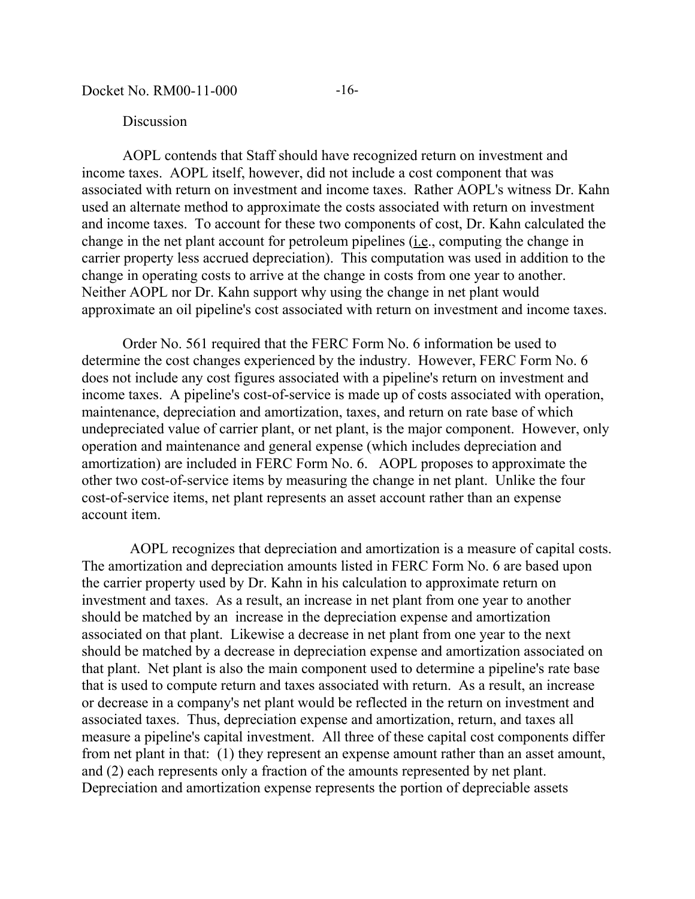Discussion

AOPL contends that Staff should have recognized return on investment and income taxes. AOPL itself, however, did not include a cost component that was associated with return on investment and income taxes. Rather AOPL's witness Dr. Kahn used an alternate method to approximate the costs associated with return on investment and income taxes. To account for these two components of cost, Dr. Kahn calculated the change in the net plant account for petroleum pipelines (i.e., computing the change in carrier property less accrued depreciation). This computation was used in addition to the change in operating costs to arrive at the change in costs from one year to another. Neither AOPL nor Dr. Kahn support why using the change in net plant would approximate an oil pipeline's cost associated with return on investment and income taxes.

Order No. 561 required that the FERC Form No. 6 information be used to determine the cost changes experienced by the industry. However, FERC Form No. 6 does not include any cost figures associated with a pipeline's return on investment and income taxes. A pipeline's cost-of-service is made up of costs associated with operation, maintenance, depreciation and amortization, taxes, and return on rate base of which undepreciated value of carrier plant, or net plant, is the major component. However, only operation and maintenance and general expense (which includes depreciation and amortization) are included in FERC Form No. 6. AOPL proposes to approximate the other two cost-of-service items by measuring the change in net plant. Unlike the four cost-of-service items, net plant represents an asset account rather than an expense account item.

AOPL recognizes that depreciation and amortization is a measure of capital costs. The amortization and depreciation amounts listed in FERC Form No. 6 are based upon the carrier property used by Dr. Kahn in his calculation to approximate return on investment and taxes. As a result, an increase in net plant from one year to another should be matched by an increase in the depreciation expense and amortization associated on that plant. Likewise a decrease in net plant from one year to the next should be matched by a decrease in depreciation expense and amortization associated on that plant. Net plant is also the main component used to determine a pipeline's rate base that is used to compute return and taxes associated with return. As a result, an increase or decrease in a company's net plant would be reflected in the return on investment and associated taxes. Thus, depreciation expense and amortization, return, and taxes all measure a pipeline's capital investment. All three of these capital cost components differ from net plant in that: (1) they represent an expense amount rather than an asset amount, and (2) each represents only a fraction of the amounts represented by net plant. Depreciation and amortization expense represents the portion of depreciable assets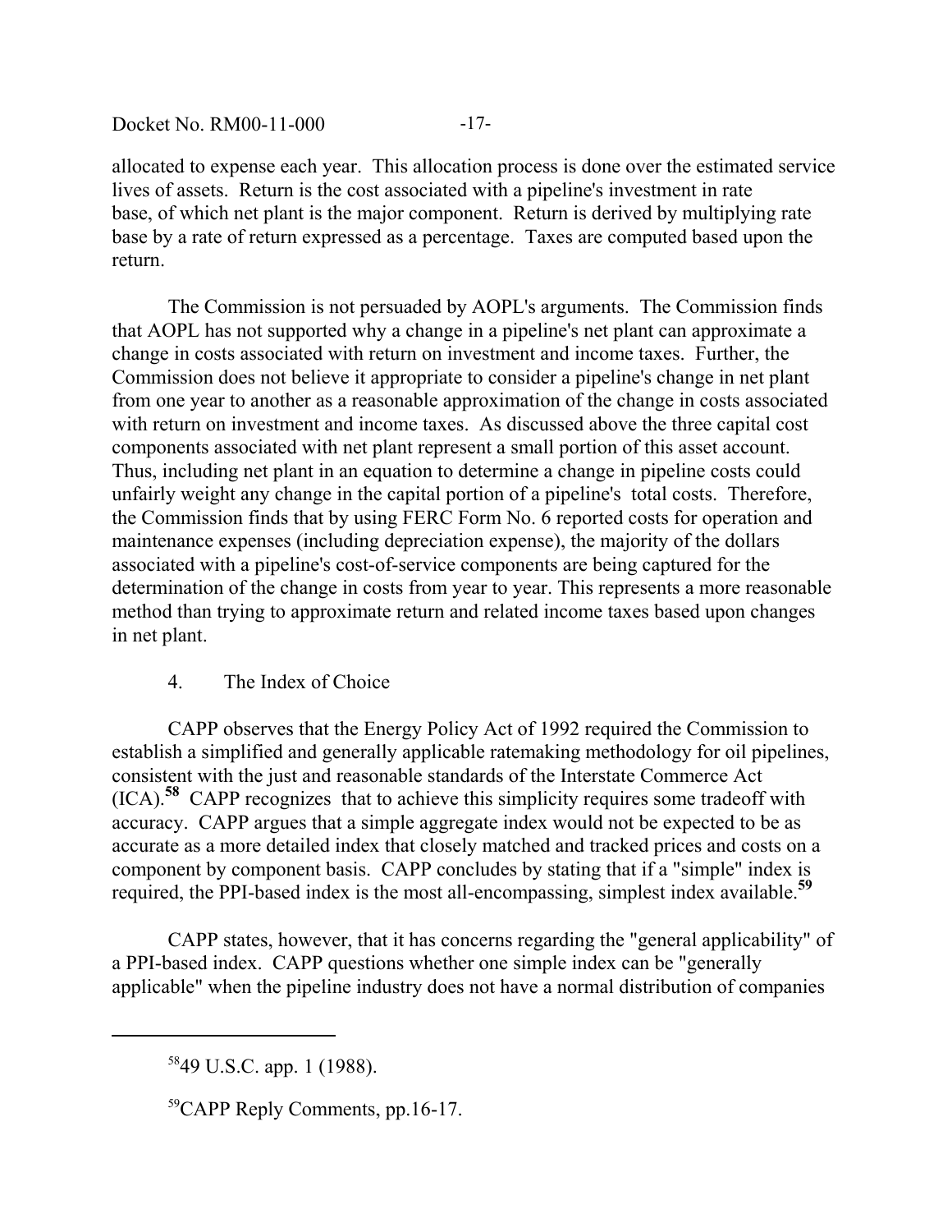allocated to expense each year. This allocation process is done over the estimated service lives of assets. Return is the cost associated with a pipeline's investment in rate base, of which net plant is the major component. Return is derived by multiplying rate base by a rate of return expressed as a percentage. Taxes are computed based upon the return.

The Commission is not persuaded by AOPL's arguments. The Commission finds that AOPL has not supported why a change in a pipeline's net plant can approximate a change in costs associated with return on investment and income taxes. Further, the Commission does not believe it appropriate to consider a pipeline's change in net plant from one year to another as a reasonable approximation of the change in costs associated with return on investment and income taxes. As discussed above the three capital cost components associated with net plant represent a small portion of this asset account. Thus, including net plant in an equation to determine a change in pipeline costs could unfairly weight any change in the capital portion of a pipeline's total costs. Therefore, the Commission finds that by using FERC Form No. 6 reported costs for operation and maintenance expenses (including depreciation expense), the majority of the dollars associated with a pipeline's cost-of-service components are being captured for the determination of the change in costs from year to year. This represents a more reasonable method than trying to approximate return and related income taxes based upon changes in net plant.

### 4. The Index of Choice

CAPP observes that the Energy Policy Act of 1992 required the Commission to establish a simplified and generally applicable ratemaking methodology for oil pipelines, consistent with the just and reasonable standards of the Interstate Commerce Act (ICA).[58] CAPP recognizes that to achieve this simplicity requires some tradeoff with accuracy. CAPP argues that a simple aggregate index would not be expected to be as accurate as a more detailed index that closely matched and tracked prices and costs on a component by component basis. CAPP concludes by stating that if a "simple" index is required, the PPI-based index is the most all-encompassing, simplest index available.[59]

CAPP states, however, that it has concerns regarding the "general applicability" of a PPI-based index. CAPP questions whether one simple index can be "generally applicable" when the pipeline industry does not have a normal distribution of companies

---

[58] 49 U.S.C. app. 1 (1988).

[59] CAPP Reply Comments, pp.16-17.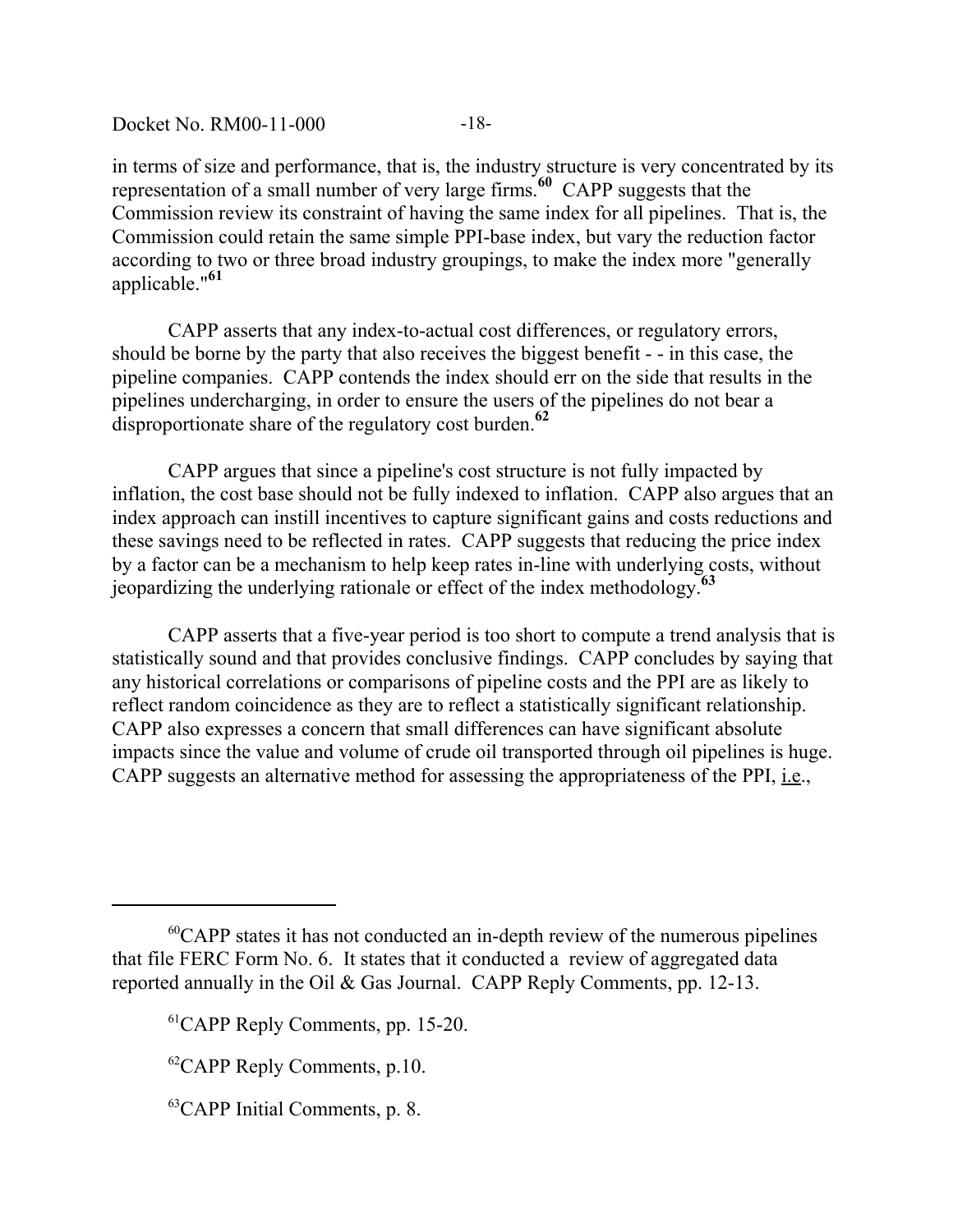in terms of size and performance, that is, the industry structure is very concentrated by its representation of a small number of very large firms.[60] CAPP suggests that the Commission review its constraint of having the same index for all pipelines. That is, the Commission could retain the same simple PPI-base index, but vary the reduction factor according to two or three broad industry groupings, to make the index more "generally applicable."[61]

CAPP asserts that any index-to-actual cost differences, or regulatory errors, should be borne by the party that also receives the biggest benefit - - in this case, the pipeline companies. CAPP contends the index should err on the side that results in the pipelines undercharging, in order to ensure the users of the pipelines do not bear a disproportionate share of the regulatory cost burden.[62]

CAPP argues that since a pipeline's cost structure is not fully impacted by inflation, the cost base should not be fully indexed to inflation. CAPP also argues that an index approach can instill incentives to capture significant gains and costs reductions and these savings need to be reflected in rates. CAPP suggests that reducing the price index by a factor can be a mechanism to help keep rates in-line with underlying costs, without jeopardizing the underlying rationale or effect of the index methodology.[63]

CAPP asserts that a five-year period is too short to compute a trend analysis that is statistically sound and that provides conclusive findings. CAPP concludes by saying that any historical correlations or comparisons of pipeline costs and the PPI are as likely to reflect random coincidence as they are to reflect a statistically significant relationship. CAPP also expresses a concern that small differences can have significant absolute impacts since the value and volume of crude oil transported through oil pipelines is huge. CAPP suggests an alternative method for assessing the appropriateness of the PPI, i.e.,

---

[60]CAPP states it has not conducted an in-depth review of the numerous pipelines that file FERC Form No. 6. It states that it conducted a review of aggregated data reported annually in the Oil & Gas Journal. CAPP Reply Comments, pp. 12-13.

[61]CAPP Reply Comments, pp. 15-20.

[62]CAPP Reply Comments, p.10.

[63]CAPP Initial Comments, p. 8.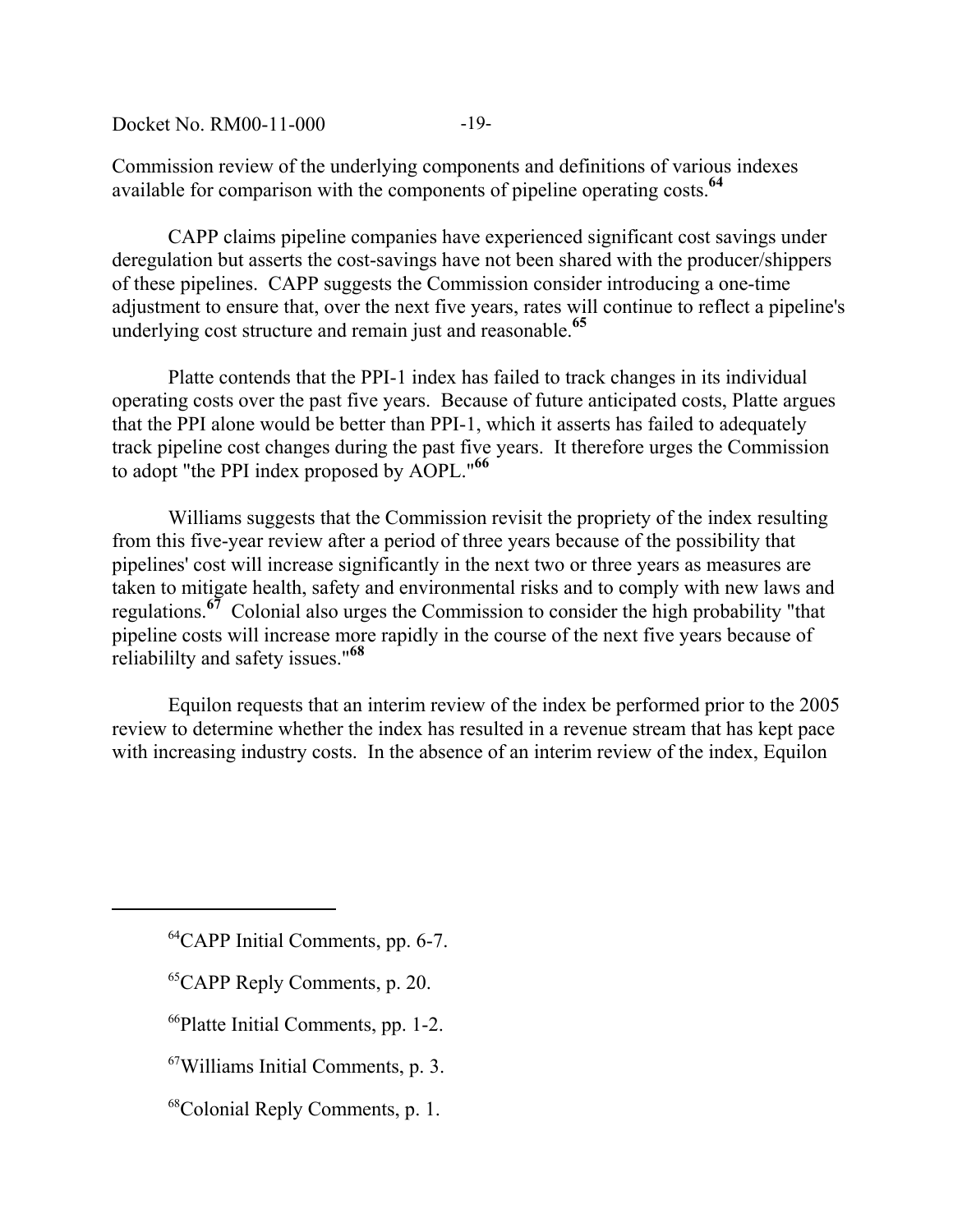Commission review of the underlying components and definitions of various indexes available for comparison with the components of pipeline operating costs.[64]

CAPP claims pipeline companies have experienced significant cost savings under deregulation but asserts the cost-savings have not been shared with the producer/shippers of these pipelines. CAPP suggests the Commission consider introducing a one-time adjustment to ensure that, over the next five years, rates will continue to reflect a pipeline's underlying cost structure and remain just and reasonable.[65]

Platte contends that the PPI-1 index has failed to track changes in its individual operating costs over the past five years. Because of future anticipated costs, Platte argues that the PPI alone would be better than PPI-1, which it asserts has failed to adequately track pipeline cost changes during the past five years. It therefore urges the Commission to adopt "the PPI index proposed by AOPL."[66]

Williams suggests that the Commission revisit the propriety of the index resulting from this five-year review after a period of three years because of the possibility that pipelines' cost will increase significantly in the next two or three years as measures are taken to mitigate health, safety and environmental risks and to comply with new laws and regulations.[67] Colonial also urges the Commission to consider the high probability "that pipeline costs will increase more rapidly in the course of the next five years because of reliabililty and safety issues."[68]

Equilon requests that an interim review of the index be performed prior to the 2005 review to determine whether the index has resulted in a revenue stream that has kept pace with increasing industry costs. In the absence of an interim review of the index, Equilon

---

[64] CAPP Initial Comments, pp. 6-7.

[65] CAPP Reply Comments, p. 20.

[66] Platte Initial Comments, pp. 1-2.

[67] Williams Initial Comments, p. 3.

[68] Colonial Reply Comments, p. 1.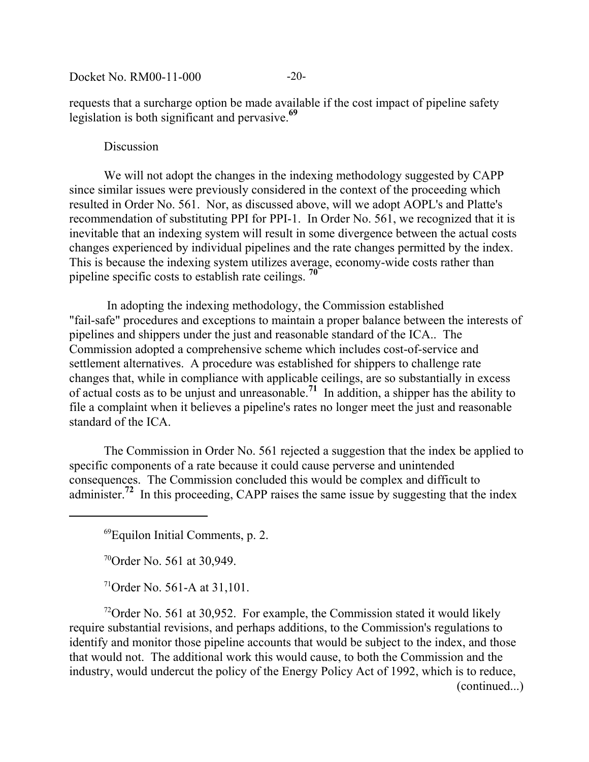requests that a surcharge option be made available if the cost impact of pipeline safety legislation is both significant and pervasive.[69]

Discussion

We will not adopt the changes in the indexing methodology suggested by CAPP since similar issues were previously considered in the context of the proceeding which resulted in Order No. 561. Nor, as discussed above, will we adopt AOPL's and Platte's recommendation of substituting PPI for PPI-1. In Order No. 561, we recognized that it is inevitable that an indexing system will result in some divergence between the actual costs changes experienced by individual pipelines and the rate changes permitted by the index. This is because the indexing system utilizes average, economy-wide costs rather than pipeline specific costs to establish rate ceilings. [70]

In adopting the indexing methodology, the Commission established "fail-safe" procedures and exceptions to maintain a proper balance between the interests of pipelines and shippers under the just and reasonable standard of the ICA.. The Commission adopted a comprehensive scheme which includes cost-of-service and settlement alternatives. A procedure was established for shippers to challenge rate changes that, while in compliance with applicable ceilings, are so substantially in excess of actual costs as to be unjust and unreasonable.[71] In addition, a shipper has the ability to file a complaint when it believes a pipeline's rates no longer meet the just and reasonable standard of the ICA.

The Commission in Order No. 561 rejected a suggestion that the index be applied to specific components of a rate because it could cause perverse and unintended consequences. The Commission concluded this would be complex and difficult to administer.[72] In this proceeding, CAPP raises the same issue by suggesting that the index

---

[69]Equilon Initial Comments, p. 2.

[70]Order No. 561 at 30,949.

[71]Order No. 561-A at 31,101.

[72]Order No. 561 at 30,952. For example, the Commission stated it would likely require substantial revisions, and perhaps additions, to the Commission's regulations to identify and monitor those pipeline accounts that would be subject to the index, and those that would not. The additional work this would cause, to both the Commission and the industry, would undercut the policy of the Energy Policy Act of 1992, which is to reduce,

(continued...)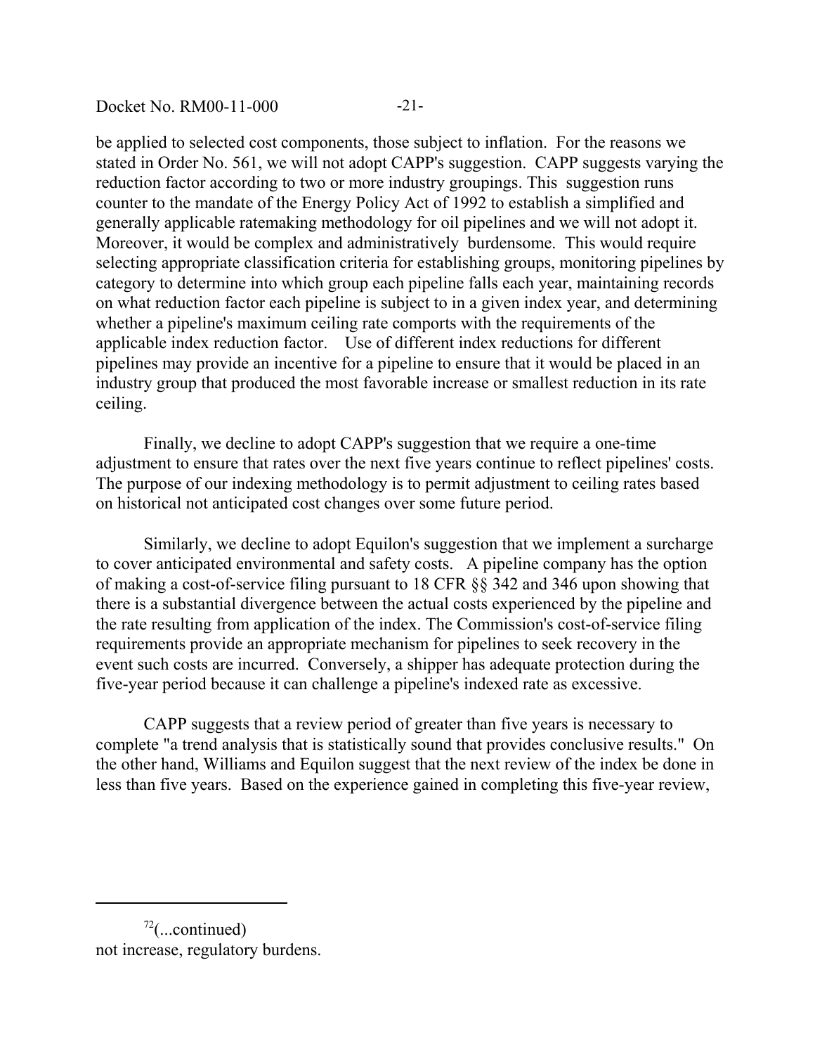be applied to selected cost components, those subject to inflation. For the reasons we stated in Order No. 561, we will not adopt CAPP's suggestion. CAPP suggests varying the reduction factor according to two or more industry groupings. This suggestion runs counter to the mandate of the Energy Policy Act of 1992 to establish a simplified and generally applicable ratemaking methodology for oil pipelines and we will not adopt it. Moreover, it would be complex and administratively burdensome. This would require selecting appropriate classification criteria for establishing groups, monitoring pipelines by category to determine into which group each pipeline falls each year, maintaining records on what reduction factor each pipeline is subject to in a given index year, and determining whether a pipeline's maximum ceiling rate comports with the requirements of the applicable index reduction factor. Use of different index reductions for different pipelines may provide an incentive for a pipeline to ensure that it would be placed in an industry group that produced the most favorable increase or smallest reduction in its rate ceiling.

Finally, we decline to adopt CAPP's suggestion that we require a one-time adjustment to ensure that rates over the next five years continue to reflect pipelines' costs. The purpose of our indexing methodology is to permit adjustment to ceiling rates based on historical not anticipated cost changes over some future period.

Similarly, we decline to adopt Equilon's suggestion that we implement a surcharge to cover anticipated environmental and safety costs. A pipeline company has the option of making a cost-of-service filing pursuant to 18 CFR §§ 342 and 346 upon showing that there is a substantial divergence between the actual costs experienced by the pipeline and the rate resulting from application of the index. The Commission's cost-of-service filing requirements provide an appropriate mechanism for pipelines to seek recovery in the event such costs are incurred. Conversely, a shipper has adequate protection during the five-year period because it can challenge a pipeline's indexed rate as excessive.

CAPP suggests that a review period of greater than five years is necessary to complete "a trend analysis that is statistically sound that provides conclusive results." On the other hand, Williams and Equilon suggest that the next review of the index be done in less than five years. Based on the experience gained in completing this five-year review,

---

[72](...continued)
not increase, regulatory burdens.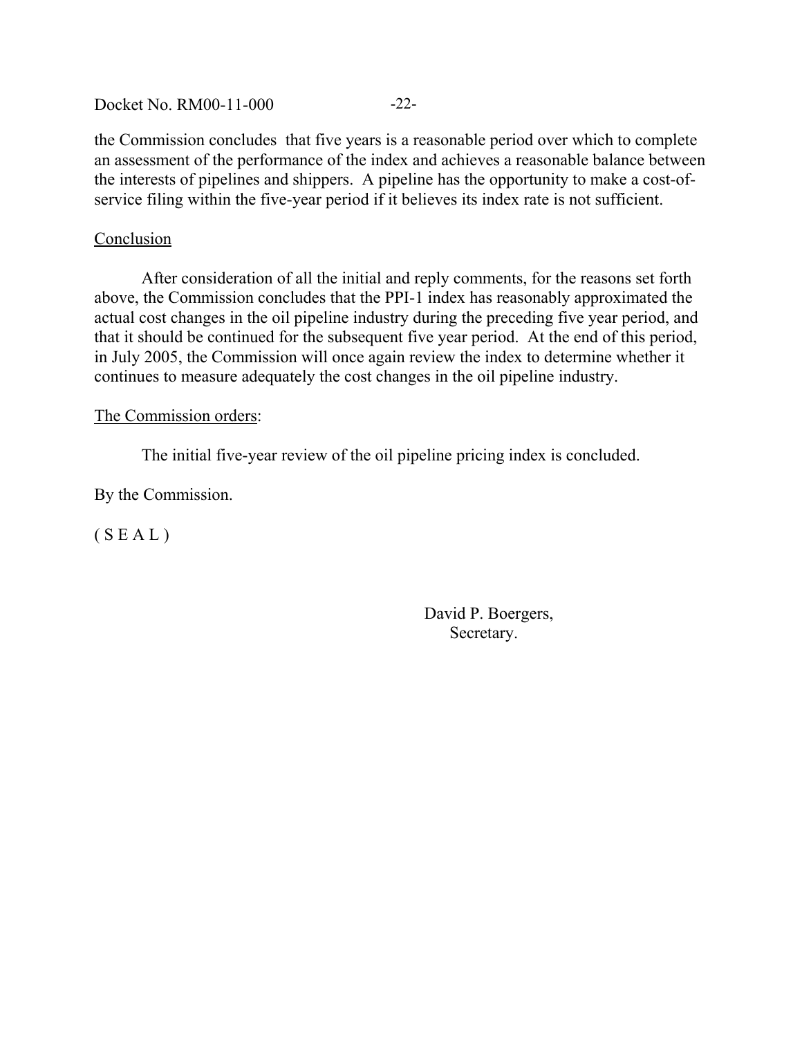the Commission concludes that five years is a reasonable period over which to complete an assessment of the performance of the index and achieves a reasonable balance between the interests of pipelines and shippers. A pipeline has the opportunity to make a cost-of-service filing within the five-year period if it believes its index rate is not sufficient.

Conclusion

After consideration of all the initial and reply comments, for the reasons set forth above, the Commission concludes that the PPI-1 index has reasonably approximated the actual cost changes in the oil pipeline industry during the preceding five year period, and that it should be continued for the subsequent five year period. At the end of this period, in July 2005, the Commission will once again review the index to determine whether it continues to measure adequately the cost changes in the oil pipeline industry.

The Commission orders:

The initial five-year review of the oil pipeline pricing index is concluded.

By the Commission.

( S E A L )

David P. Boergers,
Secretary.